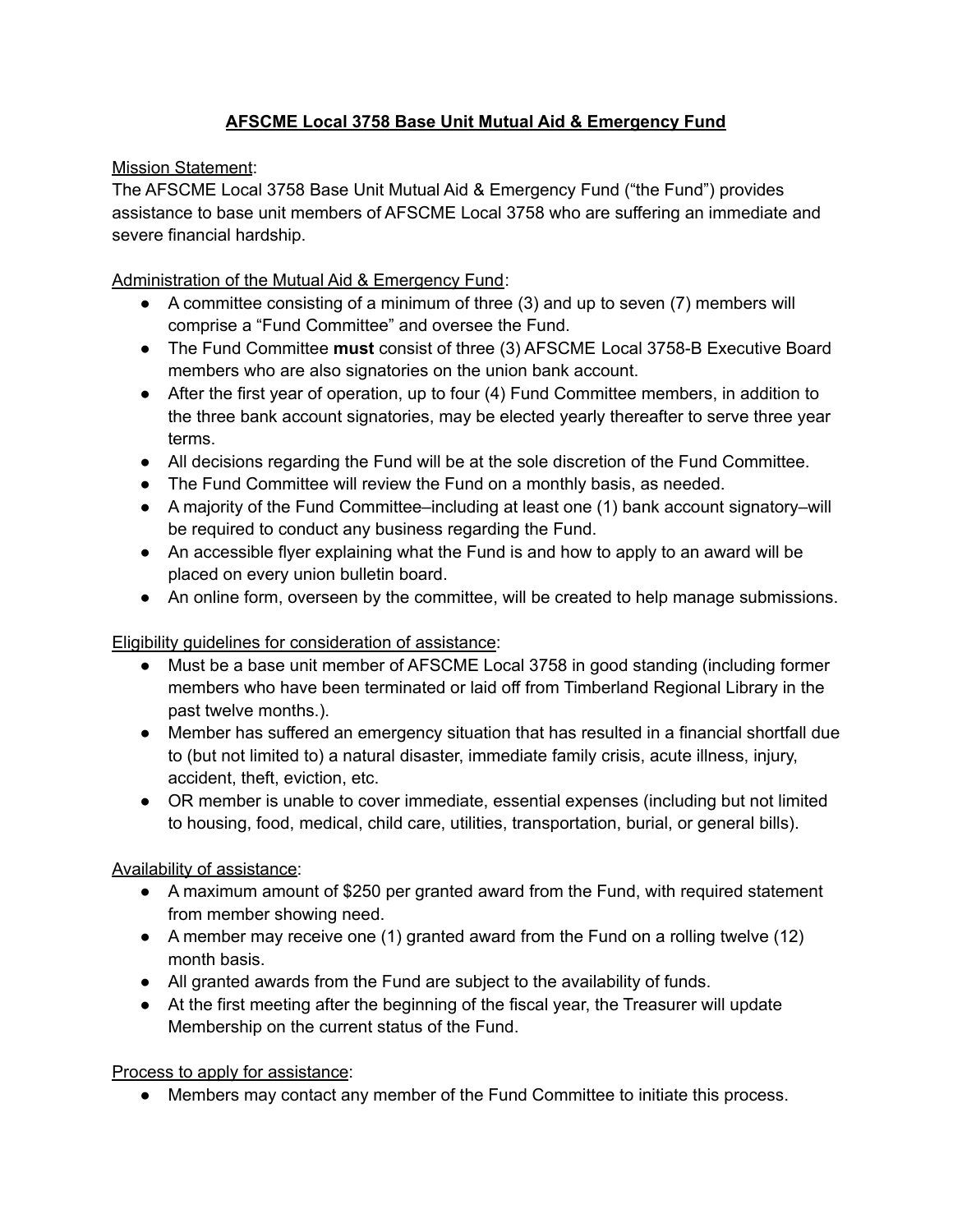# AFSCME Local 3758 Base Unit Mutual Aid & Emergency Fund

Mission Statement:

The AFSCME Local 3758 Base Unit Mutual Aid & Emergency Fund ("the Fund") provides assistance to base unit members of AFSCME Local 3758 who are suffering an immediate and severe financial hardship.

Administration of the Mutual Aid & Emergency Fund:

- A committee consisting of a minimum of three (3) and up to seven (7) members will comprise a "Fund Committee" and oversee the Fund.
- The Fund Committee **must** consist of three (3) AFSCME Local 3758-B Executive Board members who are also signatories on the union bank account.
- After the first year of operation, up to four (4) Fund Committee members, in addition to the three bank account signatories, may be elected yearly thereafter to serve three year terms.
- All decisions regarding the Fund will be at the sole discretion of the Fund Committee.
- The Fund Committee will review the Fund on a monthly basis, as needed.
- A majority of the Fund Committee–including at least one (1) bank account signatory–will be required to conduct any business regarding the Fund.
- An accessible flyer explaining what the Fund is and how to apply to an award will be placed on every union bulletin board.
- An online form, overseen by the committee, will be created to help manage submissions.

Eligibility guidelines for consideration of assistance:

- Must be a base unit member of AFSCME Local 3758 in good standing (including former members who have been terminated or laid off from Timberland Regional Library in the past twelve months.).
- Member has suffered an emergency situation that has resulted in a financial shortfall due to (but not limited to) a natural disaster, immediate family crisis, acute illness, injury, accident, theft, eviction, etc.
- OR member is unable to cover immediate, essential expenses (including but not limited to housing, food, medical, child care, utilities, transportation, burial, or general bills).

Availability of assistance:

- A maximum amount of $250 per granted award from the Fund, with required statement from member showing need.
- A member may receive one (1) granted award from the Fund on a rolling twelve (12) month basis.
- All granted awards from the Fund are subject to the availability of funds.
- At the first meeting after the beginning of the fiscal year, the Treasurer will update Membership on the current status of the Fund.

Process to apply for assistance:

- Members may contact any member of the Fund Committee to initiate this process.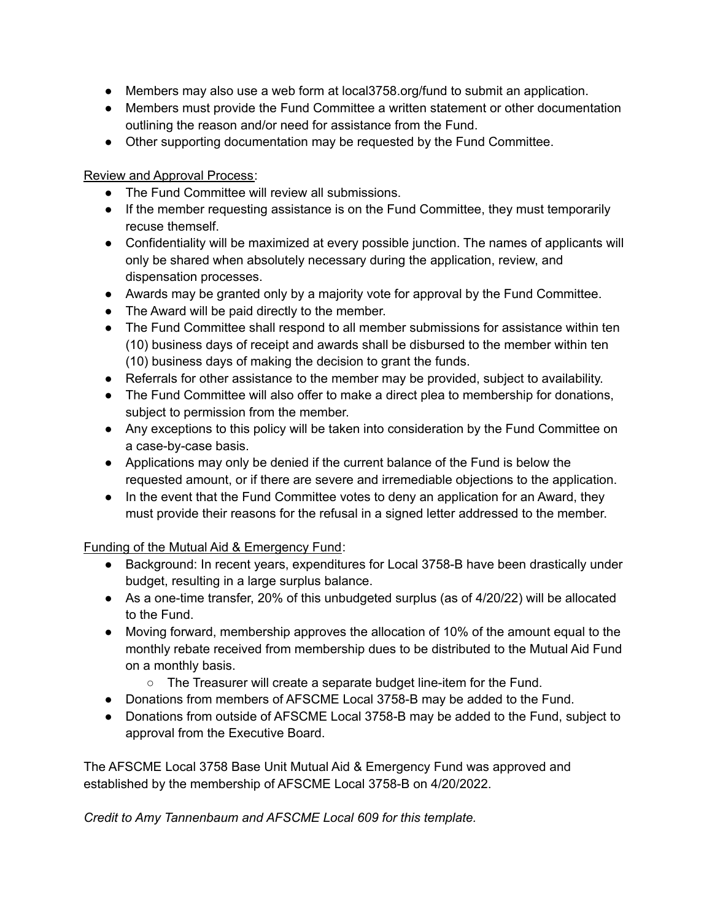- Members may also use a web form at local3758.org/fund to submit an application.
- Members must provide the Fund Committee a written statement or other documentation outlining the reason and/or need for assistance from the Fund.
- Other supporting documentation may be requested by the Fund Committee.

Review and Approval Process:

- The Fund Committee will review all submissions.
- If the member requesting assistance is on the Fund Committee, they must temporarily recuse themself.
- Confidentiality will be maximized at every possible junction. The names of applicants will only be shared when absolutely necessary during the application, review, and dispensation processes.
- Awards may be granted only by a majority vote for approval by the Fund Committee.
- The Award will be paid directly to the member.
- The Fund Committee shall respond to all member submissions for assistance within ten (10) business days of receipt and awards shall be disbursed to the member within ten (10) business days of making the decision to grant the funds.
- Referrals for other assistance to the member may be provided, subject to availability.
- The Fund Committee will also offer to make a direct plea to membership for donations, subject to permission from the member.
- Any exceptions to this policy will be taken into consideration by the Fund Committee on a case-by-case basis.
- Applications may only be denied if the current balance of the Fund is below the requested amount, or if there are severe and irremediable objections to the application.
- In the event that the Fund Committee votes to deny an application for an Award, they must provide their reasons for the refusal in a signed letter addressed to the member.

Funding of the Mutual Aid & Emergency Fund:

- Background: In recent years, expenditures for Local 3758-B have been drastically under budget, resulting in a large surplus balance.
- As a one-time transfer, 20% of this unbudgeted surplus (as of 4/20/22) will be allocated to the Fund.
- Moving forward, membership approves the allocation of 10% of the amount equal to the monthly rebate received from membership dues to be distributed to the Mutual Aid Fund on a monthly basis.
  - The Treasurer will create a separate budget line-item for the Fund.
- Donations from members of AFSCME Local 3758-B may be added to the Fund.
- Donations from outside of AFSCME Local 3758-B may be added to the Fund, subject to approval from the Executive Board.

The AFSCME Local 3758 Base Unit Mutual Aid & Emergency Fund was approved and established by the membership of AFSCME Local 3758-B on 4/20/2022.

*Credit to Amy Tannenbaum and AFSCME Local 609 for this template.*